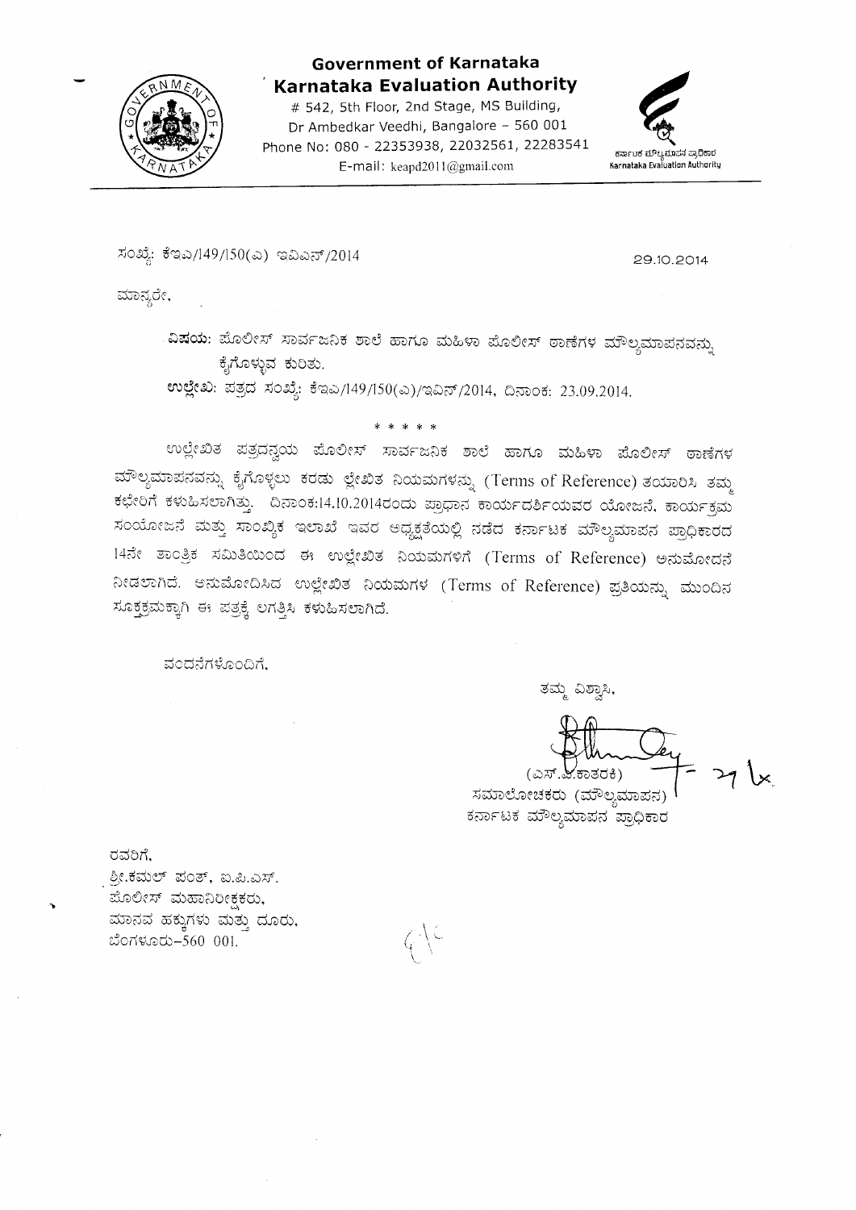# Government of Karnataka
## Karnataka Evaluation Authority

# 542, 5th Floor, 2nd Stage, MS Building,
Dr Ambedkar Veedhi, Bangalore – 560 001
Phone No: 080 - 22353938, 22032561, 22283541
E-mail: keapd2011@gmail.com

ಕರ್ನಾಟಕ ಮೌಲ್ಯಮಾಪನ ಪ್ರಾಧಿಕಾರ
Karnataka Evaluation Authority

---

ಸಂಖ್ಯೆ: ಕೆಇಎ/149/150(ಎ) ಇವಿಎನ್/2014

29.10.2014

ಮಾನ್ಯರೇ,

**ವಿಷಯ:** ಪೊಲೀಸ್ ಸಾರ್ವಜನಿಕ ಶಾಲೆ ಹಾಗೂ ಮಹಿಳಾ ಪೊಲೀಸ್ ಠಾಣೆಗಳ ಮೌಲ್ಯಮಾಪನವನ್ನು ಕೈಗೊಳ್ಳುವ ಕುರಿತು.

**ಉಲ್ಲೇಖ:** ಪತ್ರದ ಸಂಖ್ಯೆ: ಕೆಇಎ/149/150(ಎ)/ಇವಿನ್/2014, ದಿನಾಂಕ: 23.09.2014.

\* \* \* \* \*

ಉಲ್ಲೇಖಿತ ಪತ್ರದನ್ವಯ ಪೊಲೀಸ್ ಸಾರ್ವಜನಿಕ ಶಾಲೆ ಹಾಗೂ ಮಹಿಳಾ ಪೊಲೀಸ್ ಠಾಣೆಗಳ ಮೌಲ್ಯಮಾಪನವನ್ನು ಕೈಗೊಳ್ಳಲು ಕರಡು ಲ್ಲೇಖಿತ ನಿಯಮಗಳನ್ನು (Terms of Reference) ತಯಾರಿಸಿ ತಮ್ಮ ಕಛೇರಿಗೆ ಕಳುಹಿಸಲಾಗಿತ್ತು. ದಿನಾಂಕ:14.10.2014ರಂದು ಪ್ರಾಧಾನ ಕಾರ್ಯದರ್ಶಿಯವರ ಯೋಜನೆ, ಕಾರ್ಯಕ್ರಮ ಸಂಯೋಜನೆ ಮತ್ತು ಸಾಂಖ್ಯಿಕ ಇಲಾಖೆ ಇವರ ಅಧ್ಯಕ್ಷತೆಯಲ್ಲಿ ನಡೆದ ಕರ್ನಾಟಕ ಮೌಲ್ಯಮಾಪನ ಪ್ರಾಧಿಕಾರದ 14ನೇ ತಾಂತ್ರಿಕ ಸಮಿತಿಯಿಂದ ಈ ಉಲ್ಲೇಖಿತ ನಿಯಮಗಳಿಗೆ (Terms of Reference) ಅನುಮೋದನೆ ನೀಡಲಾಗಿದೆ. ಅನುಮೋದಿಸಿದ ಉಲ್ಲೇಖಿತ ನಿಯಮಗಳ (Terms of Reference) ಪ್ರತಿಯನ್ನು ಮುಂದಿನ ಸೂಕ್ತಕ್ರಮಕ್ಕಾಗಿ ಈ ಪತ್ರಕ್ಕೆ ಲಗತ್ತಿಸಿ ಕಳುಹಿಸಲಾಗಿದೆ.

ವಂದನೆಗಳೊಂದಿಗೆ,

ತಮ್ಮ ವಿಶ್ವಾಸಿ,

(ಎಸ್.ಜಿ.ಕಾತರಕಿ)
ಸಮಾಲೋಚಕರು (ಮೌಲ್ಯಮಾಪನ)
ಕರ್ನಾಟಕ ಮೌಲ್ಯಮಾಪನ ಪ್ರಾಧಿಕಾರ

ರವರಿಗೆ,
ಶ್ರೀ.ಕಮಲ್ ಪಂತ್, ಐ.ಪಿ.ಎಸ್.
ಪೊಲೀಸ್ ಮಹಾನಿರೀಕ್ಷಕರು,
ಮಾನವ ಹಕ್ಕುಗಳು ಮತ್ತು ದೂರು,
ಬೆಂಗಳೂರು-560 001.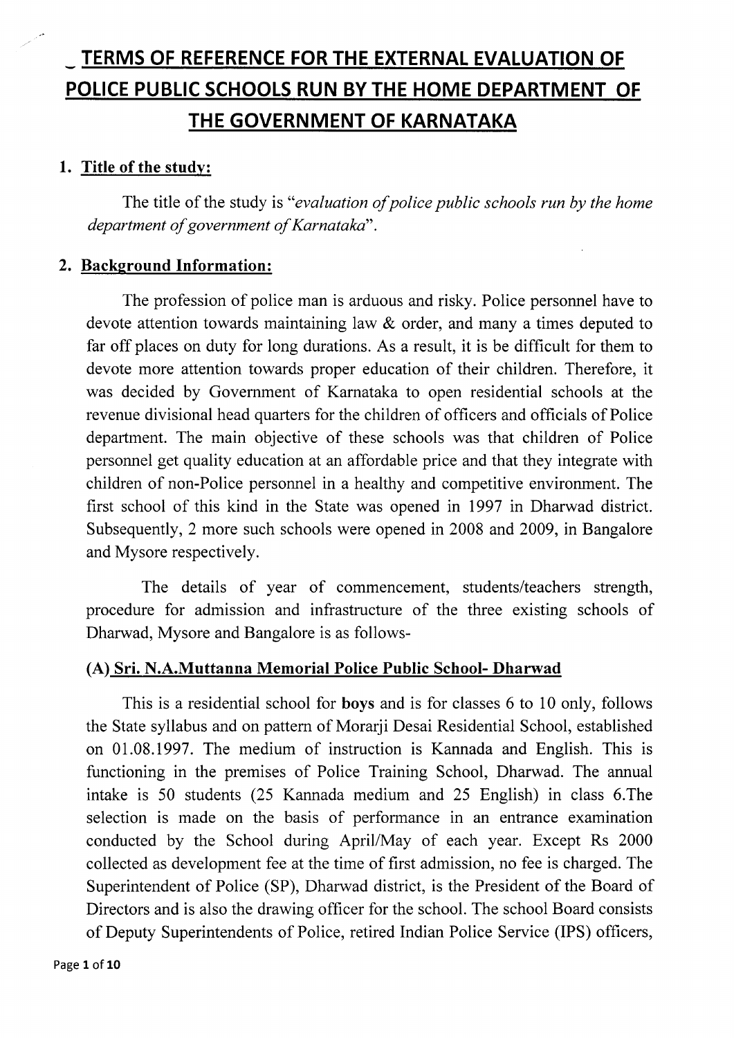# TERMS OF REFERENCE FOR THE EXTERNAL EVALUATION OF POLICE PUBLIC SCHOOLS RUN BY THE HOME DEPARTMENT OF THE GOVERNMENT OF KARNATAKA

## 1. Title of the study:

The title of the study is "*evaluation of police public schools run by the home department of government of Karnataka*".

## 2. Background Information:

The profession of police man is arduous and risky. Police personnel have to devote attention towards maintaining law & order, and many a times deputed to far off places on duty for long durations. As a result, it is be difficult for them to devote more attention towards proper education of their children. Therefore, it was decided by Government of Karnataka to open residential schools at the revenue divisional head quarters for the children of officers and officials of Police department. The main objective of these schools was that children of Police personnel get quality education at an affordable price and that they integrate with children of non-Police personnel in a healthy and competitive environment. The first school of this kind in the State was opened in 1997 in Dharwad district. Subsequently, 2 more such schools were opened in 2008 and 2009, in Bangalore and Mysore respectively.

The details of year of commencement, students/teachers strength, procedure for admission and infrastructure of the three existing schools of Dharwad, Mysore and Bangalore is as follows-

### (A) Sri. N.A.Muttanna Memorial Police Public School- Dharwad

This is a residential school for **boys** and is for classes 6 to 10 only, follows the State syllabus and on pattern of Morarji Desai Residential School, established on 01.08.1997. The medium of instruction is Kannada and English. This is functioning in the premises of Police Training School, Dharwad. The annual intake is 50 students (25 Kannada medium and 25 English) in class 6.The selection is made on the basis of performance in an entrance examination conducted by the School during April/May of each year. Except Rs 2000 collected as development fee at the time of first admission, no fee is charged. The Superintendent of Police (SP), Dharwad district, is the President of the Board of Directors and is also the drawing officer for the school. The school Board consists of Deputy Superintendents of Police, retired Indian Police Service (IPS) officers,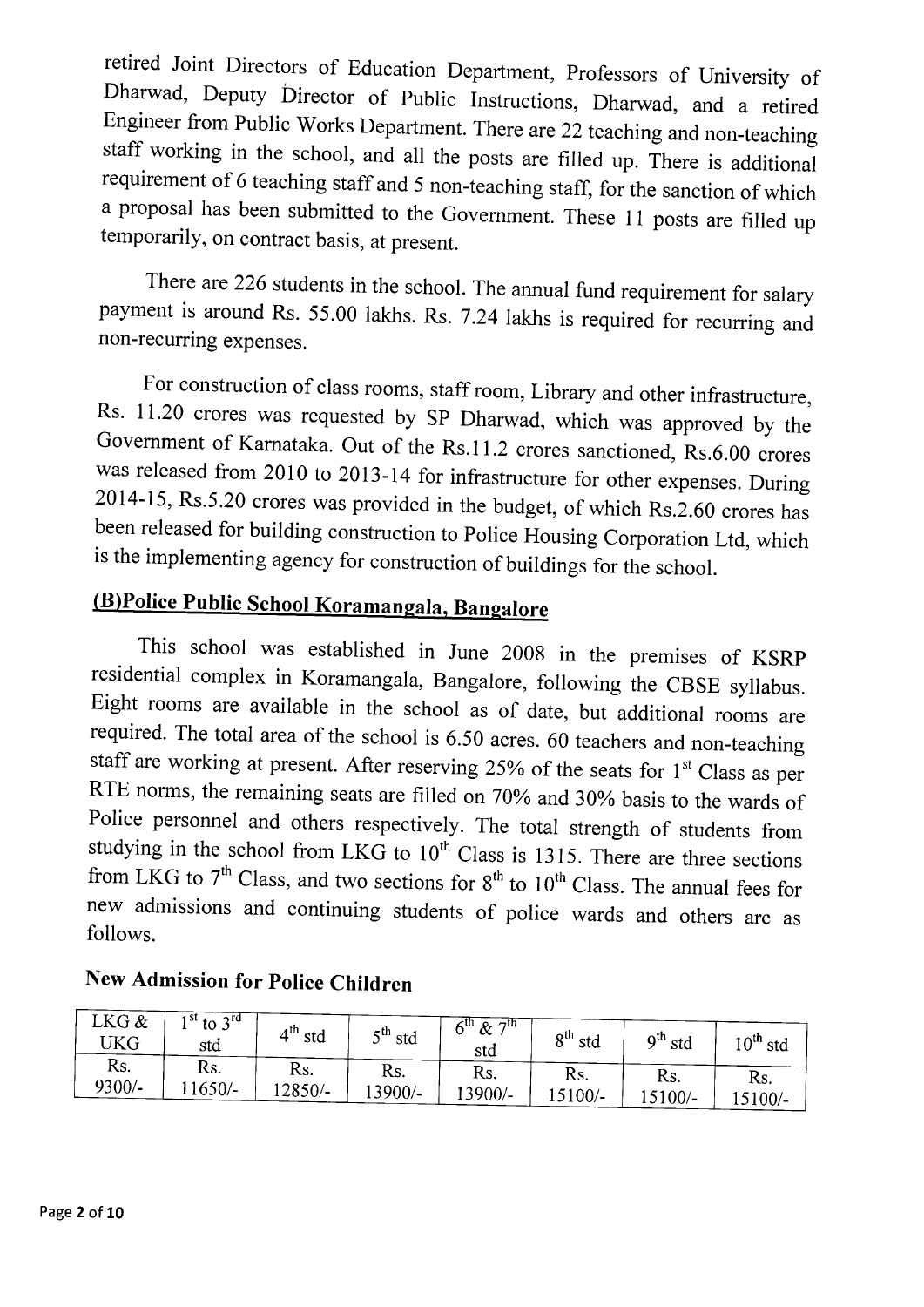retired Joint Directors of Education Department, Professors of University of Dharwad, Deputy Director of Public Instructions, Dharwad, and a retired Engineer from Public Works Department. There are 22 teaching and non-teaching staff working in the school, and all the posts are filled up. There is additional requirement of 6 teaching staff and 5 non-teaching staff, for the sanction of which a proposal has been submitted to the Government. These 11 posts are filled up temporarily, on contract basis, at present.

There are 226 students in the school. The annual fund requirement for salary payment is around Rs. 55.00 lakhs. Rs. 7.24 lakhs is required for recurring and non-recurring expenses.

For construction of class rooms, staff room, Library and other infrastructure, Rs. 11.20 crores was requested by SP Dharwad, which was approved by the Government of Karnataka. Out of the Rs.11.2 crores sanctioned, Rs.6.00 crores was released from 2010 to 2013-14 for infrastructure for other expenses. During 2014-15, Rs.5.20 crores was provided in the budget, of which Rs.2.60 crores has been released for building construction to Police Housing Corporation Ltd, which is the implementing agency for construction of buildings for the school.

## (B)Police Public School Koramangala, Bangalore

This school was established in June 2008 in the premises of KSRP residential complex in Koramangala, Bangalore, following the CBSE syllabus. Eight rooms are available in the school as of date, but additional rooms are required. The total area of the school is 6.50 acres. 60 teachers and non-teaching staff are working at present. After reserving 25% of the seats for 1st Class as per RTE norms, the remaining seats are filled on 70% and 30% basis to the wards of Police personnel and others respectively. The total strength of students from studying in the school from LKG to 10th Class is 1315. There are three sections from LKG to 7th Class, and two sections for 8th to 10th Class. The annual fees for new admissions and continuing students of police wards and others are as follows.

### New Admission for Police Children

| LKG & UKG | 1st to 3rd std | 4th std | 5th std | 6th & 7th std | 8th std | 9th std | 10th std |
|---|---|---|---|---|---|---|---|
| Rs. 9300/- | Rs. 11650/- | Rs. 12850/- | Rs. 13900/- | Rs. 13900/- | Rs. 15100/- | Rs. 15100/- | Rs. 15100/- |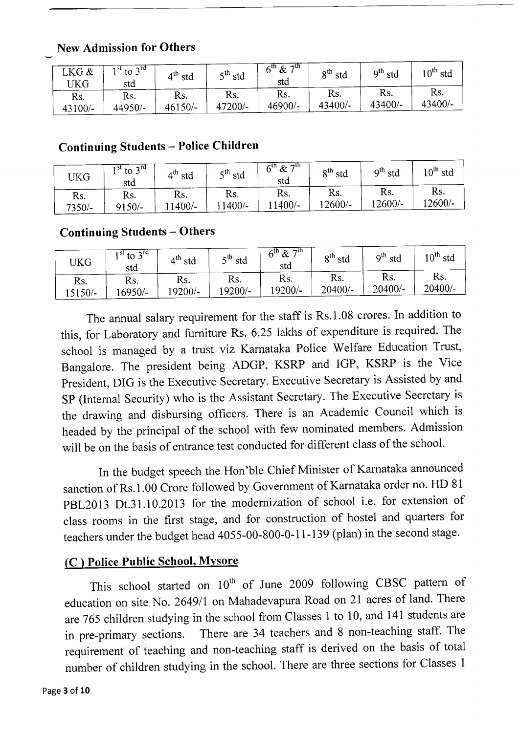## New Admission for Others

| LKG & UKG | 1st to 3rd std | 4th std | 5th std | 6th & 7th std | 8th std | 9th std | 10th std |
|---|---|---|---|---|---|---|---|
| Rs. 43100/- | Rs. 44950/- | Rs. 46150/- | Rs. 47200/- | Rs. 46900/- | Rs. 43400/- | Rs. 43400/- | Rs. 43400/- |

## Continuing Students – Police Children

| UKG | 1st to 3rd std | 4th std | 5th std | 6th & 7th std | 8th std | 9th std | 10th std |
|---|---|---|---|---|---|---|---|
| Rs. 7350/- | Rs. 9150/- | Rs. 11400/- | Rs. 11400/- | Rs. 11400/- | Rs. 12600/- | Rs. 12600/- | Rs. 12600/- |

## Continuing Students – Others

| UKG | 1st to 3rd std | 4th std | 5th std | 6th & 7th std | 8th std | 9th std | 10th std |
|---|---|---|---|---|---|---|---|
| Rs. 15150/- | Rs. 16950/- | Rs. 19200/- | Rs. 19200/- | Rs. 19200/- | Rs. 20400/- | Rs. 20400/- | Rs. 20400/- |

The annual salary requirement for the staff is Rs.1.08 crores. In addition to this, for Laboratory and furniture Rs. 6.25 lakhs of expenditure is required. The school is managed by a trust viz Karnataka Police Welfare Education Trust, Bangalore. The president being ADGP, KSRP and IGP, KSRP is the Vice President, DIG is the Executive Secretary. Executive Secretary is Assisted by and SP (Internal Security) who is the Assistant Secretary. The Executive Secretary is the drawing and disbursing officers. There is an Academic Council which is headed by the principal of the school with few nominated members. Admission will be on the basis of entrance test conducted for different class of the school.

In the budget speech the Hon'ble Chief Minister of Karnataka announced sanction of Rs.1.00 Crore followed by Government of Karnataka order no. HD 81 PBL2013 Dt.31.10.2013 for the modernization of school i.e. for extension of class rooms in the first stage, and for construction of hostel and quarters for teachers under the budget head 4055-00-800-0-11-139 (plan) in the second stage.

## (C ) Police Public School, Mysore

This school started on 10th of June 2009 following CBSC pattern of education on site No. 2649/1 on Mahadevapura Road on 21 acres of land. There are 765 children studying in the school from Classes 1 to 10, and 141 students are in pre-primary sections. There are 34 teachers and 8 non-teaching staff. The requirement of teaching and non-teaching staff is derived on the basis of total number of children studying in the school. There are three sections for Classes 1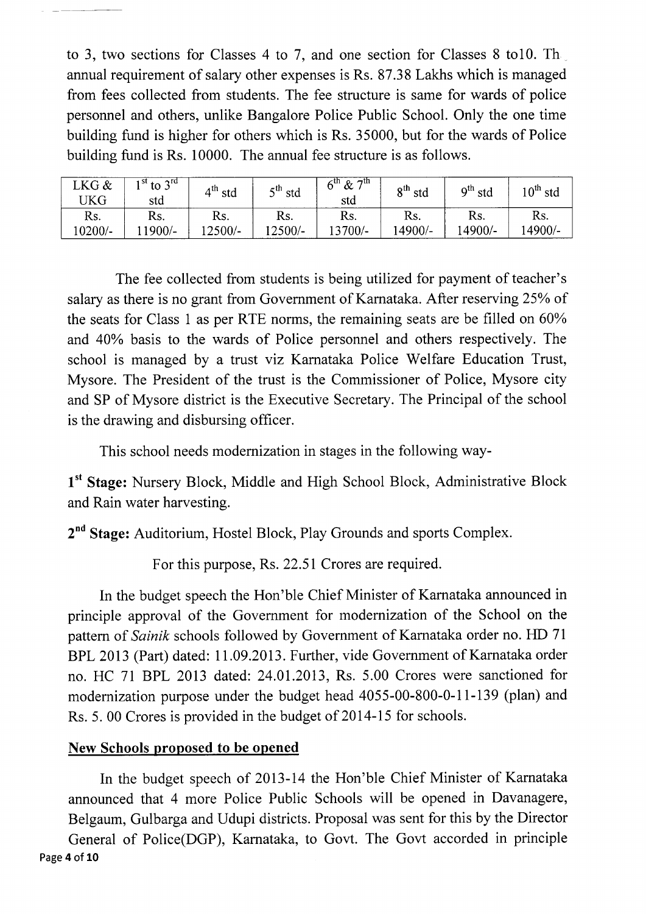to 3, two sections for Classes 4 to 7, and one section for Classes 8 to10. Th annual requirement of salary other expenses is Rs. 87.38 Lakhs which is managed from fees collected from students. The fee structure is same for wards of police personnel and others, unlike Bangalore Police Public School. Only the one time building fund is higher for others which is Rs. 35000, but for the wards of Police building fund is Rs. 10000. The annual fee structure is as follows.

| LKG & UKG | 1st to 3rd std | 4th std | 5th std | 6th & 7th std | 8th std | 9th std | 10th std |
|---|---|---|---|---|---|---|---|
| Rs. 10200/- | Rs. 11900/- | Rs. 12500/- | Rs. 12500/- | Rs. 13700/- | Rs. 14900/- | Rs. 14900/- | Rs. 14900/- |

The fee collected from students is being utilized for payment of teacher's salary as there is no grant from Government of Karnataka. After reserving 25% of the seats for Class 1 as per RTE norms, the remaining seats are be filled on 60% and 40% basis to the wards of Police personnel and others respectively. The school is managed by a trust viz Karnataka Police Welfare Education Trust, Mysore. The President of the trust is the Commissioner of Police, Mysore city and SP of Mysore district is the Executive Secretary. The Principal of the school is the drawing and disbursing officer.

This school needs modernization in stages in the following way-

**1st Stage:** Nursery Block, Middle and High School Block, Administrative Block and Rain water harvesting.

**2nd Stage:** Auditorium, Hostel Block, Play Grounds and sports Complex.

For this purpose, Rs. 22.51 Crores are required.

In the budget speech the Hon'ble Chief Minister of Karnataka announced in principle approval of the Government for modernization of the School on the pattern of *Sainik* schools followed by Government of Karnataka order no. HD 71 BPL 2013 (Part) dated: 11.09.2013. Further, vide Government of Karnataka order no. HC 71 BPL 2013 dated: 24.01.2013, Rs. 5.00 Crores were sanctioned for modernization purpose under the budget head 4055-00-800-0-11-139 (plan) and Rs. 5. 00 Crores is provided in the budget of 2014-15 for schools.

## New Schools proposed to be opened

In the budget speech of 2013-14 the Hon'ble Chief Minister of Karnataka announced that 4 more Police Public Schools will be opened in Davanagere, Belgaum, Gulbarga and Udupi districts. Proposal was sent for this by the Director General of Police(DGP), Karnataka, to Govt. The Govt accorded in principle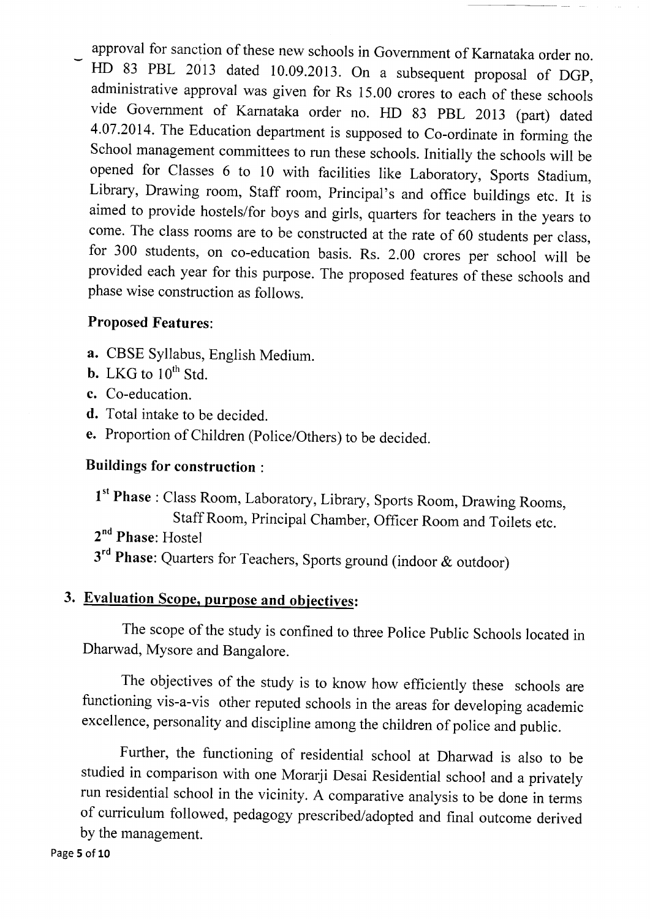approval for sanction of these new schools in Government of Karnataka order no. HD 83 PBL 2013 dated 10.09.2013. On a subsequent proposal of DGP, administrative approval was given for Rs 15.00 crores to each of these schools vide Government of Karnataka order no. HD 83 PBL 2013 (part) dated 4.07.2014. The Education department is supposed to Co-ordinate in forming the School management committees to run these schools. Initially the schools will be opened for Classes 6 to 10 with facilities like Laboratory, Sports Stadium, Library, Drawing room, Staff room, Principal's and office buildings etc. It is aimed to provide hostels/for boys and girls, quarters for teachers in the years to come. The class rooms are to be constructed at the rate of 60 students per class, for 300 students, on co-education basis. Rs. 2.00 crores per school will be provided each year for this purpose. The proposed features of these schools and phase wise construction as follows.

**Proposed Features**:

**a.** CBSE Syllabus, English Medium.
**b.** LKG to 10th Std.
**c.** Co-education.
**d.** Total intake to be decided.
**e.** Proportion of Children (Police/Others) to be decided.

**Buildings for construction** :

**1st Phase** : Class Room, Laboratory, Library, Sports Room, Drawing Rooms, Staff Room, Principal Chamber, Officer Room and Toilets etc.
**2nd Phase**: Hostel
**3rd Phase**: Quarters for Teachers, Sports ground (indoor & outdoor)

## 3. Evaluation Scope, purpose and objectives:

The scope of the study is confined to three Police Public Schools located in Dharwad, Mysore and Bangalore.

The objectives of the study is to know how efficiently these schools are functioning vis-a-vis other reputed schools in the areas for developing academic excellence, personality and discipline among the children of police and public.

Further, the functioning of residential school at Dharwad is also to be studied in comparison with one Morarji Desai Residential school and a privately run residential school in the vicinity. A comparative analysis to be done in terms of curriculum followed, pedagogy prescribed/adopted and final outcome derived by the management.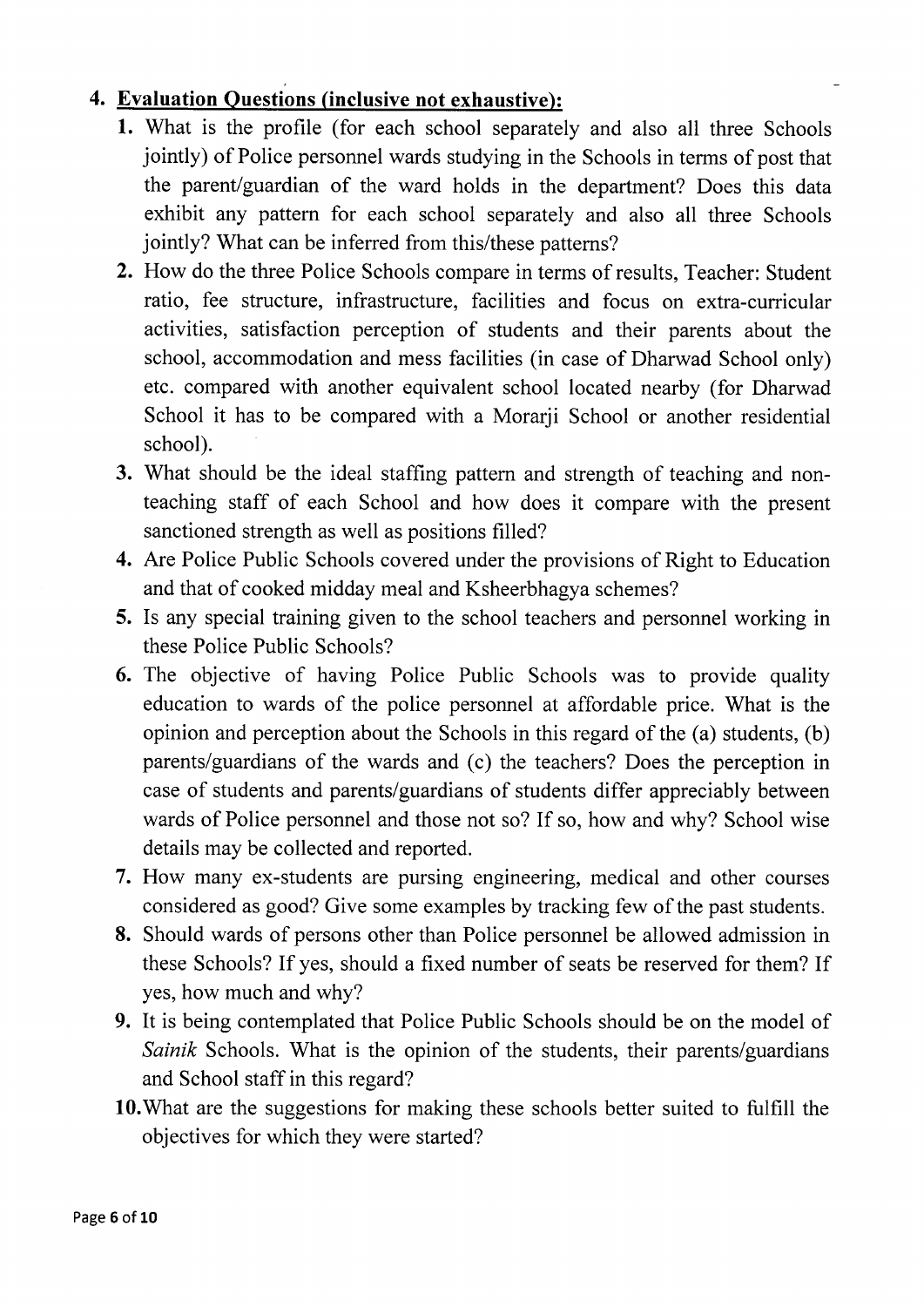## 4. Evaluation Questions (inclusive not exhaustive):

1. What is the profile (for each school separately and also all three Schools jointly) of Police personnel wards studying in the Schools in terms of post that the parent/guardian of the ward holds in the department? Does this data exhibit any pattern for each school separately and also all three Schools jointly? What can be inferred from this/these patterns?
2. How do the three Police Schools compare in terms of results, Teacher: Student ratio, fee structure, infrastructure, facilities and focus on extra-curricular activities, satisfaction perception of students and their parents about the school, accommodation and mess facilities (in case of Dharwad School only) etc. compared with another equivalent school located nearby (for Dharwad School it has to be compared with a Morarji School or another residential school).
3. What should be the ideal staffing pattern and strength of teaching and non-teaching staff of each School and how does it compare with the present sanctioned strength as well as positions filled?
4. Are Police Public Schools covered under the provisions of Right to Education and that of cooked midday meal and Ksheerbhagya schemes?
5. Is any special training given to the school teachers and personnel working in these Police Public Schools?
6. The objective of having Police Public Schools was to provide quality education to wards of the police personnel at affordable price. What is the opinion and perception about the Schools in this regard of the (a) students, (b) parents/guardians of the wards and (c) the teachers? Does the perception in case of students and parents/guardians of students differ appreciably between wards of Police personnel and those not so? If so, how and why? School wise details may be collected and reported.
7. How many ex-students are pursing engineering, medical and other courses considered as good? Give some examples by tracking few of the past students.
8. Should wards of persons other than Police personnel be allowed admission in these Schools? If yes, should a fixed number of seats be reserved for them? If yes, how much and why?
9. It is being contemplated that Police Public Schools should be on the model of *Sainik* Schools. What is the opinion of the students, their parents/guardians and School staff in this regard?
10. What are the suggestions for making these schools better suited to fulfill the objectives for which they were started?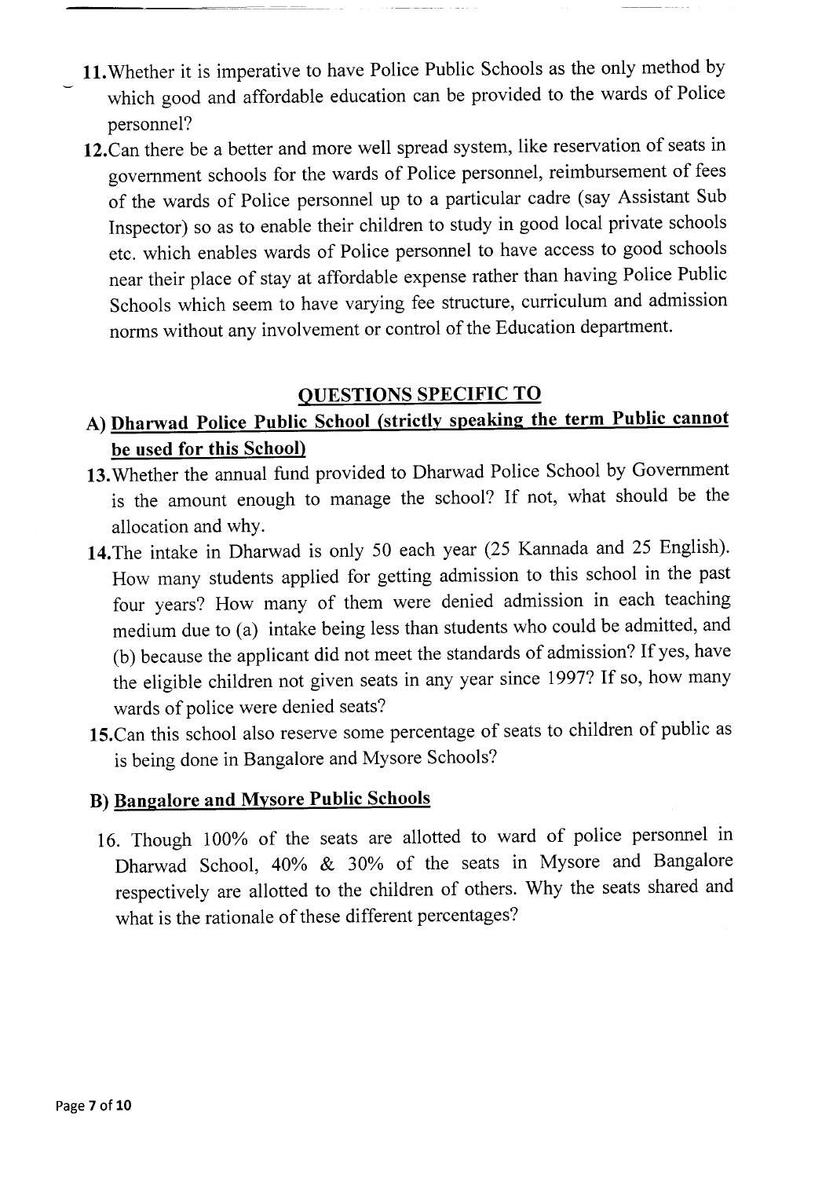11. Whether it is imperative to have Police Public Schools as the only method by which good and affordable education can be provided to the wards of Police personnel?

12. Can there be a better and more well spread system, like reservation of seats in government schools for the wards of Police personnel, reimbursement of fees of the wards of Police personnel up to a particular cadre (say Assistant Sub Inspector) so as to enable their children to study in good local private schools etc. which enables wards of Police personnel to have access to good schools near their place of stay at affordable expense rather than having Police Public Schools which seem to have varying fee structure, curriculum and admission norms without any involvement or control of the Education department.

## QUESTIONS SPECIFIC TO

### A) Dharwad Police Public School (strictly speaking the term Public cannot be used for this School)

13. Whether the annual fund provided to Dharwad Police School by Government is the amount enough to manage the school? If not, what should be the allocation and why.

14. The intake in Dharwad is only 50 each year (25 Kannada and 25 English). How many students applied for getting admission to this school in the past four years? How many of them were denied admission in each teaching medium due to (a) intake being less than students who could be admitted, and (b) because the applicant did not meet the standards of admission? If yes, have the eligible children not given seats in any year since 1997? If so, how many wards of police were denied seats?

15. Can this school also reserve some percentage of seats to children of public as is being done in Bangalore and Mysore Schools?

### B) Bangalore and Mysore Public Schools

16. Though 100% of the seats are allotted to ward of police personnel in Dharwad School, 40% & 30% of the seats in Mysore and Bangalore respectively are allotted to the children of others. Why the seats shared and what is the rationale of these different percentages?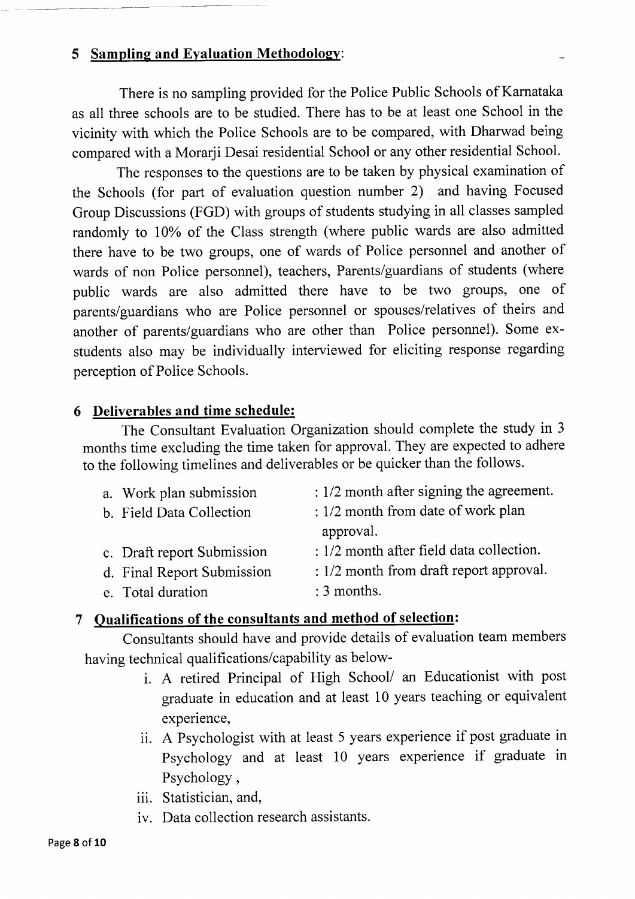## 5 Sampling and Evaluation Methodology:

There is no sampling provided for the Police Public Schools of Karnataka as all three schools are to be studied. There has to be at least one School in the vicinity with which the Police Schools are to be compared, with Dharwad being compared with a Morarji Desai residential School or any other residential School.

The responses to the questions are to be taken by physical examination of the Schools (for part of evaluation question number 2) and having Focused Group Discussions (FGD) with groups of students studying in all classes sampled randomly to 10% of the Class strength (where public wards are also admitted there have to be two groups, one of wards of Police personnel and another of wards of non Police personnel), teachers, Parents/guardians of students (where public wards are also admitted there have to be two groups, one of parents/guardians who are Police personnel or spouses/relatives of theirs and another of parents/guardians who are other than Police personnel). Some ex-students also may be individually interviewed for eliciting response regarding perception of Police Schools.

## 6 Deliverables and time schedule:

The Consultant Evaluation Organization should complete the study in 3 months time excluding the time taken for approval. They are expected to adhere to the following timelines and deliverables or be quicker than the follows.

a. Work plan submission : 1/2 month after signing the agreement.
b. Field Data Collection : 1/2 month from date of work plan approval.
c. Draft report Submission : 1/2 month after field data collection.
d. Final Report Submission : 1/2 month from draft report approval.
e. Total duration : 3 months.

## 7 Qualifications of the consultants and method of selection:

Consultants should have and provide details of evaluation team members having technical qualifications/capability as below-

i. A retired Principal of High School/ an Educationist with post graduate in education and at least 10 years teaching or equivalent experience,
ii. A Psychologist with at least 5 years experience if post graduate in Psychology and at least 10 years experience if graduate in Psychology ,
iii. Statistician, and,
iv. Data collection research assistants.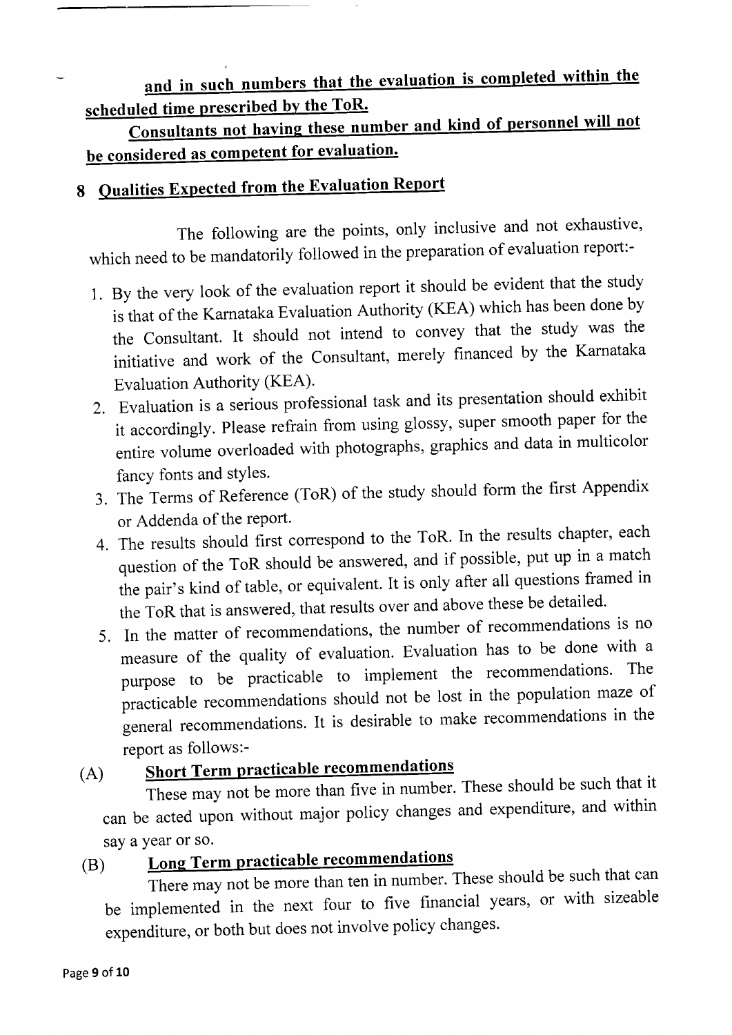**and in such numbers that the evaluation is completed within the scheduled time prescribed by the ToR.**

**Consultants not having these number and kind of personnel will not be considered as competent for evaluation.**

## 8 Qualities Expected from the Evaluation Report

The following are the points, only inclusive and not exhaustive, which need to be mandatorily followed in the preparation of evaluation report:-

1. By the very look of the evaluation report it should be evident that the study is that of the Karnataka Evaluation Authority (KEA) which has been done by the Consultant. It should not intend to convey that the study was the initiative and work of the Consultant, merely financed by the Karnataka Evaluation Authority (KEA).
2. Evaluation is a serious professional task and its presentation should exhibit it accordingly. Please refrain from using glossy, super smooth paper for the entire volume overloaded with photographs, graphics and data in multicolor fancy fonts and styles.
3. The Terms of Reference (ToR) of the study should form the first Appendix or Addenda of the report.
4. The results should first correspond to the ToR. In the results chapter, each question of the ToR should be answered, and if possible, put up in a match the pair's kind of table, or equivalent. It is only after all questions framed in the ToR that is answered, that results over and above these be detailed.
5. In the matter of recommendations, the number of recommendations is no measure of the quality of evaluation. Evaluation has to be done with a purpose to be practicable to implement the recommendations. The practicable recommendations should not be lost in the population maze of general recommendations. It is desirable to make recommendations in the report as follows:-

(A) **Short Term practicable recommendations**

These may not be more than five in number. These should be such that it can be acted upon without major policy changes and expenditure, and within say a year or so.

(B) **Long Term practicable recommendations**

There may not be more than ten in number. These should be such that can be implemented in the next four to five financial years, or with sizeable expenditure, or both but does not involve policy changes.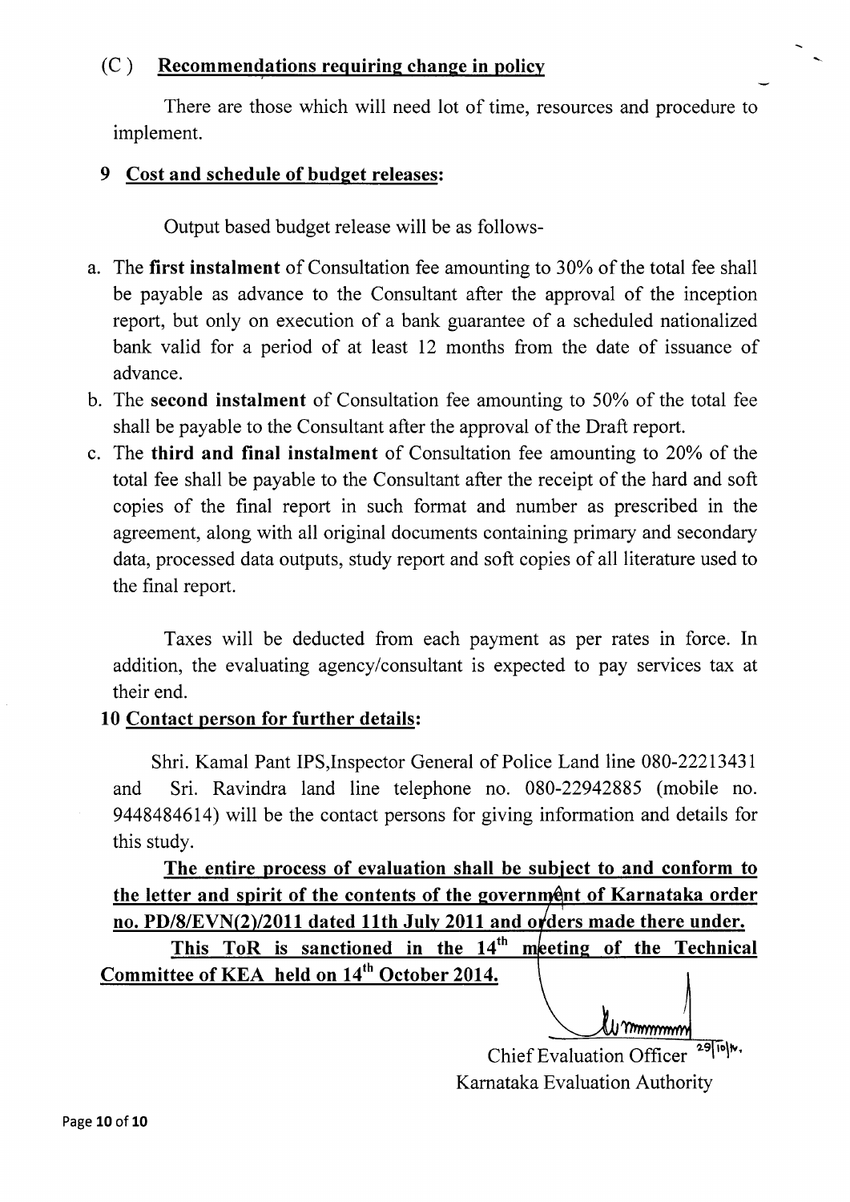## (C) Recommendations requiring change in policy

There are those which will need lot of time, resources and procedure to implement.

## 9 Cost and schedule of budget releases:

Output based budget release will be as follows-

a. The **first instalment** of Consultation fee amounting to 30% of the total fee shall be payable as advance to the Consultant after the approval of the inception report, but only on execution of a bank guarantee of a scheduled nationalized bank valid for a period of at least 12 months from the date of issuance of advance.
b. The **second instalment** of Consultation fee amounting to 50% of the total fee shall be payable to the Consultant after the approval of the Draft report.
c. The **third and final instalment** of Consultation fee amounting to 20% of the total fee shall be payable to the Consultant after the receipt of the hard and soft copies of the final report in such format and number as prescribed in the agreement, along with all original documents containing primary and secondary data, processed data outputs, study report and soft copies of all literature used to the final report.

Taxes will be deducted from each payment as per rates in force. In addition, the evaluating agency/consultant is expected to pay services tax at their end.

## 10 Contact person for further details:

Shri. Kamal Pant IPS,Inspector General of Police Land line 080-22213431 and Sri. Ravindra land line telephone no. 080-22942885 (mobile no. 9448484614) will be the contact persons for giving information and details for this study.

**The entire process of evaluation shall be subject to and conform to the letter and spirit of the contents of the government of Karnataka order no. PD/8/EVN(2)/2011 dated 11th July 2011 and orders made there under.**

**This ToR is sanctioned in the 14th meeting of the Technical Committee of KEA held on 14th October 2014.**

Chief Evaluation Officer 29/10/14.

Karnataka Evaluation Authority